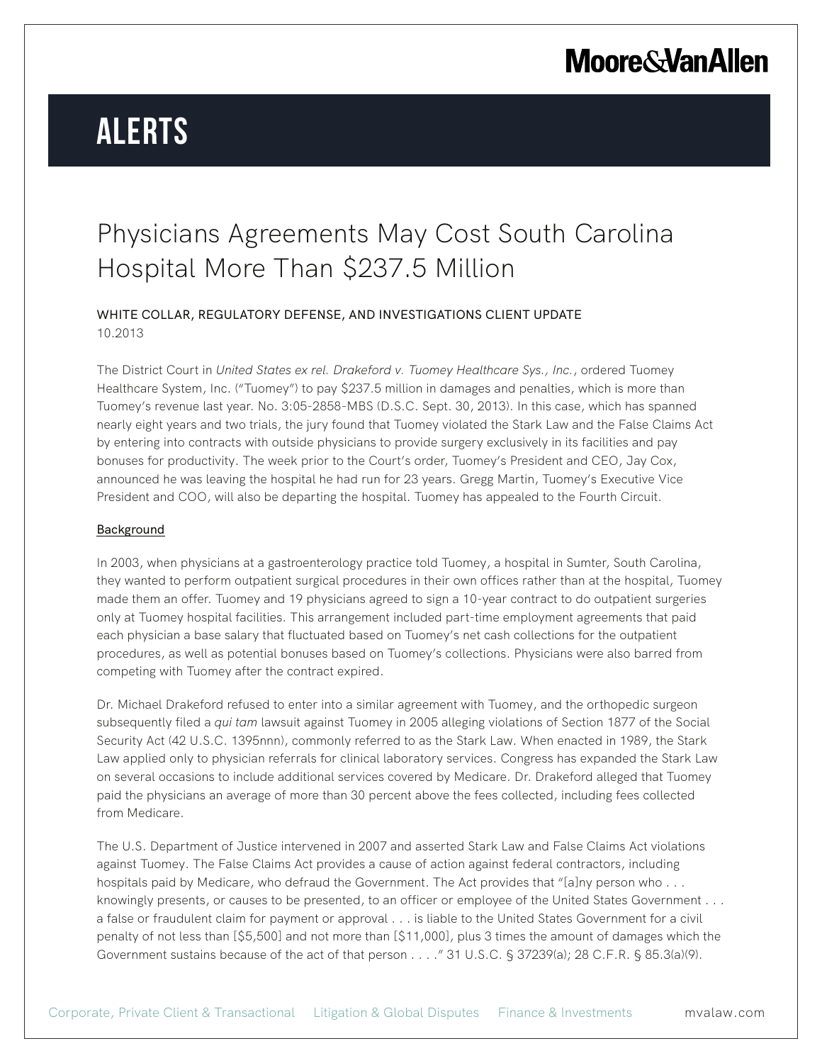# ALERTS

## Physicians Agreements May Cost South Carolina Hospital More Than $237.5 Million

WHITE COLLAR, REGULATORY DEFENSE, AND INVESTIGATIONS CLIENT UPDATE
10.2013

The District Court in *United States ex rel. Drakeford v. Tuomey Healthcare Sys., Inc.*, ordered Tuomey Healthcare System, Inc. ("Tuomey") to pay $237.5 million in damages and penalties, which is more than Tuomey's revenue last year. No. 3:05-2858-MBS (D.S.C. Sept. 30, 2013). In this case, which has spanned nearly eight years and two trials, the jury found that Tuomey violated the Stark Law and the False Claims Act by entering into contracts with outside physicians to provide surgery exclusively in its facilities and pay bonuses for productivity. The week prior to the Court's order, Tuomey's President and CEO, Jay Cox, announced he was leaving the hospital he had run for 23 years. Gregg Martin, Tuomey's Executive Vice President and COO, will also be departing the hospital. Tuomey has appealed to the Fourth Circuit.

### Background

In 2003, when physicians at a gastroenterology practice told Tuomey, a hospital in Sumter, South Carolina, they wanted to perform outpatient surgical procedures in their own offices rather than at the hospital, Tuomey made them an offer. Tuomey and 19 physicians agreed to sign a 10-year contract to do outpatient surgeries only at Tuomey hospital facilities. This arrangement included part-time employment agreements that paid each physician a base salary that fluctuated based on Tuomey's net cash collections for the outpatient procedures, as well as potential bonuses based on Tuomey's collections. Physicians were also barred from competing with Tuomey after the contract expired.

Dr. Michael Drakeford refused to enter into a similar agreement with Tuomey, and the orthopedic surgeon subsequently filed a *qui tam* lawsuit against Tuomey in 2005 alleging violations of Section 1877 of the Social Security Act (42 U.S.C. 1395nnn), commonly referred to as the Stark Law. When enacted in 1989, the Stark Law applied only to physician referrals for clinical laboratory services. Congress has expanded the Stark Law on several occasions to include additional services covered by Medicare. Dr. Drakeford alleged that Tuomey paid the physicians an average of more than 30 percent above the fees collected, including fees collected from Medicare.

The U.S. Department of Justice intervened in 2007 and asserted Stark Law and False Claims Act violations against Tuomey. The False Claims Act provides a cause of action against federal contractors, including hospitals paid by Medicare, who defraud the Government. The Act provides that "[a]ny person who . . . knowingly presents, or causes to be presented, to an officer or employee of the United States Government . . . a false or fraudulent claim for payment or approval . . . is liable to the United States Government for a civil penalty of not less than [$5,500] and not more than [$11,000], plus 3 times the amount of damages which the Government sustains because of the act of that person . . . ." 31 U.S.C. § 37239(a); 28 C.F.R. § 85.3(a)(9).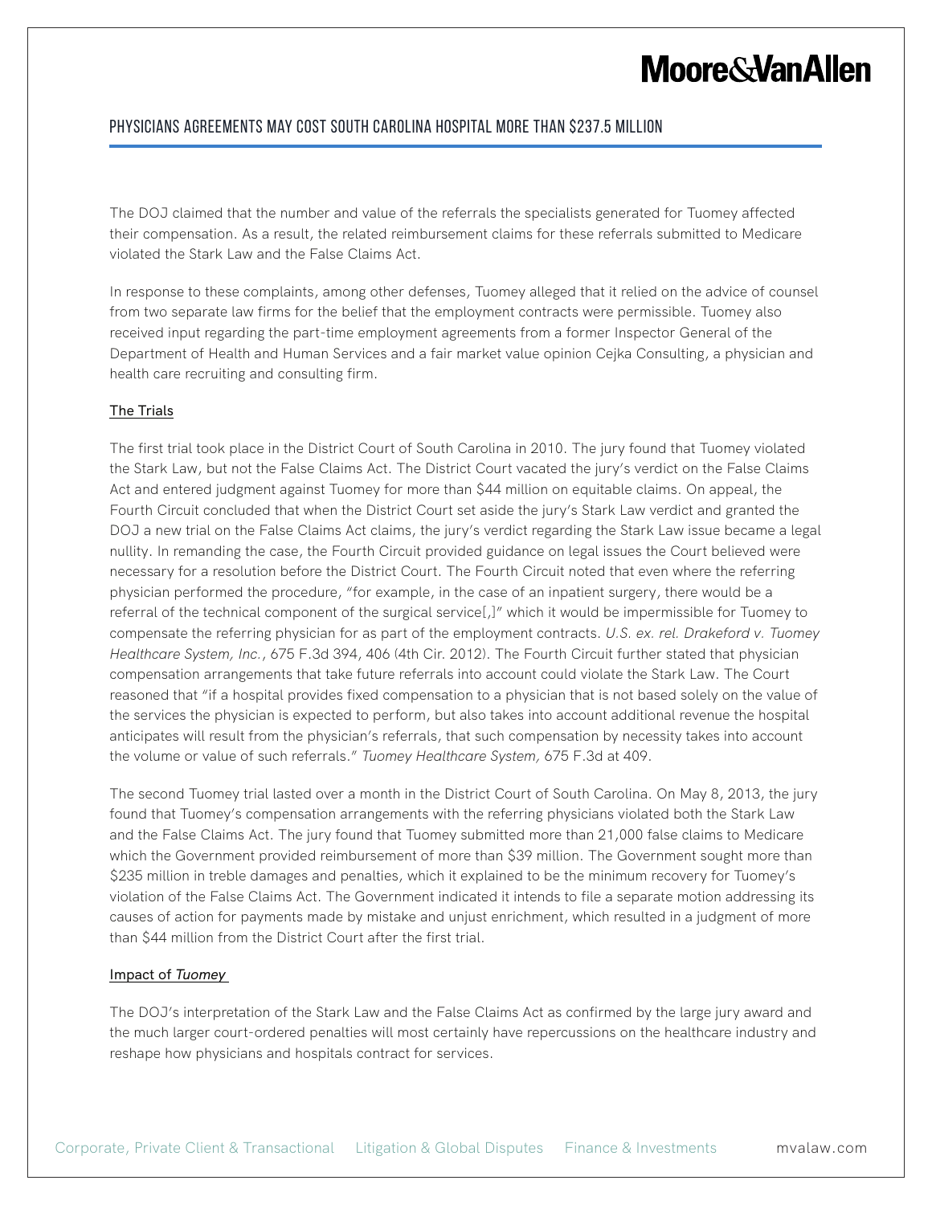The DOJ claimed that the number and value of the referrals the specialists generated for Tuomey affected their compensation. As a result, the related reimbursement claims for these referrals submitted to Medicare violated the Stark Law and the False Claims Act.

In response to these complaints, among other defenses, Tuomey alleged that it relied on the advice of counsel from two separate law firms for the belief that the employment contracts were permissible. Tuomey also received input regarding the part-time employment agreements from a former Inspector General of the Department of Health and Human Services and a fair market value opinion Cejka Consulting, a physician and health care recruiting and consulting firm.

## The Trials

The first trial took place in the District Court of South Carolina in 2010. The jury found that Tuomey violated the Stark Law, but not the False Claims Act. The District Court vacated the jury's verdict on the False Claims Act and entered judgment against Tuomey for more than $44 million on equitable claims. On appeal, the Fourth Circuit concluded that when the District Court set aside the jury's Stark Law verdict and granted the DOJ a new trial on the False Claims Act claims, the jury's verdict regarding the Stark Law issue became a legal nullity. In remanding the case, the Fourth Circuit provided guidance on legal issues the Court believed were necessary for a resolution before the District Court. The Fourth Circuit noted that even where the referring physician performed the procedure, "for example, in the case of an inpatient surgery, there would be a referral of the technical component of the surgical service[,]" which it would be impermissible for Tuomey to compensate the referring physician for as part of the employment contracts. *U.S. ex. rel. Drakeford v. Tuomey Healthcare System, Inc.*, 675 F.3d 394, 406 (4th Cir. 2012). The Fourth Circuit further stated that physician compensation arrangements that take future referrals into account could violate the Stark Law. The Court reasoned that "if a hospital provides fixed compensation to a physician that is not based solely on the value of the services the physician is expected to perform, but also takes into account additional revenue the hospital anticipates will result from the physician's referrals, that such compensation by necessity takes into account the volume or value of such referrals." *Tuomey Healthcare System,* 675 F.3d at 409.

The second Tuomey trial lasted over a month in the District Court of South Carolina. On May 8, 2013, the jury found that Tuomey's compensation arrangements with the referring physicians violated both the Stark Law and the False Claims Act. The jury found that Tuomey submitted more than 21,000 false claims to Medicare which the Government provided reimbursement of more than $39 million. The Government sought more than $235 million in treble damages and penalties, which it explained to be the minimum recovery for Tuomey's violation of the False Claims Act. The Government indicated it intends to file a separate motion addressing its causes of action for payments made by mistake and unjust enrichment, which resulted in a judgment of more than $44 million from the District Court after the first trial.

## Impact of *Tuomey*

The DOJ's interpretation of the Stark Law and the False Claims Act as confirmed by the large jury award and the much larger court-ordered penalties will most certainly have repercussions on the healthcare industry and reshape how physicians and hospitals contract for services.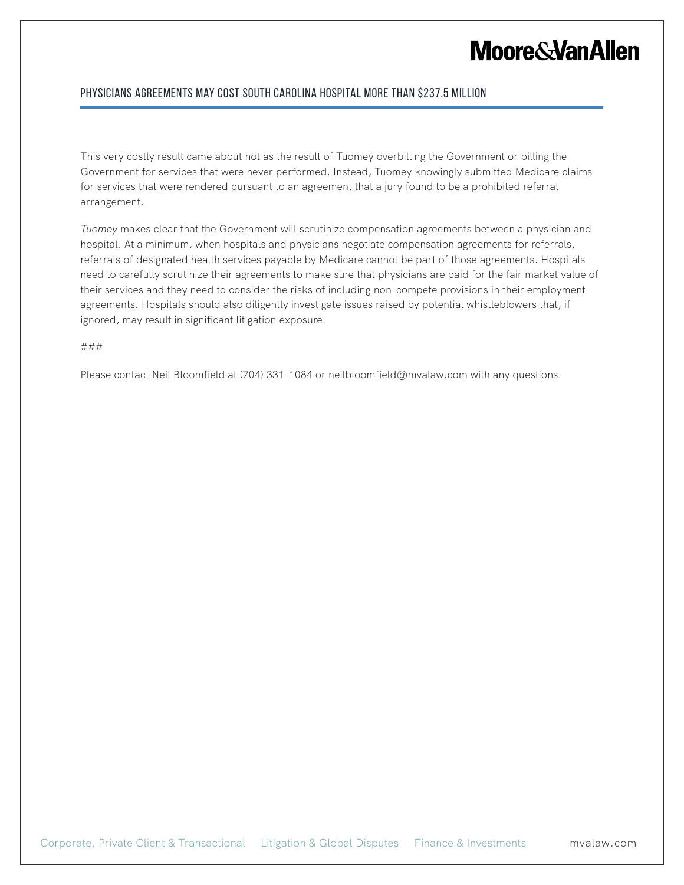This very costly result came about not as the result of Tuomey overbilling the Government or billing the Government for services that were never performed. Instead, Tuomey knowingly submitted Medicare claims for services that were rendered pursuant to an agreement that a jury found to be a prohibited referral arrangement.

*Tuomey* makes clear that the Government will scrutinize compensation agreements between a physician and hospital. At a minimum, when hospitals and physicians negotiate compensation agreements for referrals, referrals of designated health services payable by Medicare cannot be part of those agreements. Hospitals need to carefully scrutinize their agreements to make sure that physicians are paid for the fair market value of their services and they need to consider the risks of including non-compete provisions in their employment agreements. Hospitals should also diligently investigate issues raised by potential whistleblowers that, if ignored, may result in significant litigation exposure.

###

Please contact Neil Bloomfield at (704) 331-1084 or neilbloomfield@mvalaw.com with any questions.